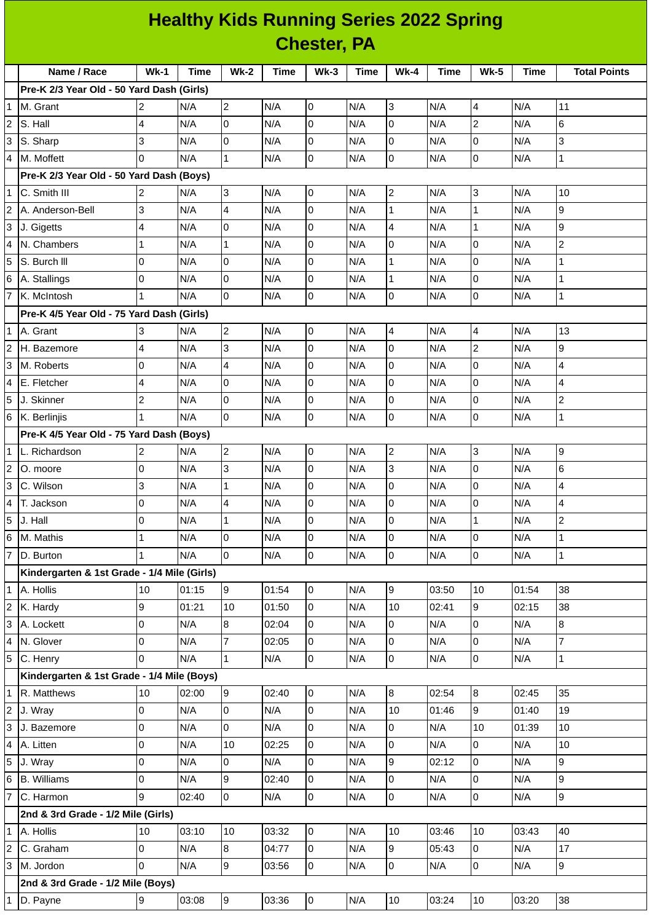# Healthy Kids Running Series 2022 Spring
## Chester, PA

| | Name / Race | Wk-1 | Time | Wk-2 | Time | Wk-3 | Time | Wk-4 | Time | Wk-5 | Time | Total Points |
|---|---|---|---|---|---|---|---|---|---|---|---|---|
| | **Pre-K 2/3 Year Old - 50 Yard Dash (Girls)** | | | | | | | | | | | |
| 1 | M. Grant | 2 | N/A | 2 | N/A | 0 | N/A | 3 | N/A | 4 | N/A | 11 |
| 2 | S. Hall | 4 | N/A | 0 | N/A | 0 | N/A | 0 | N/A | 2 | N/A | 6 |
| 3 | S. Sharp | 3 | N/A | 0 | N/A | 0 | N/A | 0 | N/A | 0 | N/A | 3 |
| 4 | M. Moffett | 0 | N/A | 1 | N/A | 0 | N/A | 0 | N/A | 0 | N/A | 1 |
| | **Pre-K 2/3 Year Old - 50 Yard Dash (Boys)** | | | | | | | | | | | |
| 1 | C. Smith III | 2 | N/A | 3 | N/A | 0 | N/A | 2 | N/A | 3 | N/A | 10 |
| 2 | A. Anderson-Bell | 3 | N/A | 4 | N/A | 0 | N/A | 1 | N/A | 1 | N/A | 9 |
| 3 | J. Gigetts | 4 | N/A | 0 | N/A | 0 | N/A | 4 | N/A | 1 | N/A | 9 |
| 4 | N. Chambers | 1 | N/A | 1 | N/A | 0 | N/A | 0 | N/A | 0 | N/A | 2 |
| 5 | S. Burch lll | 0 | N/A | 0 | N/A | 0 | N/A | 1 | N/A | 0 | N/A | 1 |
| 6 | A. Stallings | 0 | N/A | 0 | N/A | 0 | N/A | 1 | N/A | 0 | N/A | 1 |
| 7 | K. McIntosh | 1 | N/A | 0 | N/A | 0 | N/A | 0 | N/A | 0 | N/A | 1 |
| | **Pre-K 4/5 Year Old - 75 Yard Dash (Girls)** | | | | | | | | | | | |
| 1 | A. Grant | 3 | N/A | 2 | N/A | 0 | N/A | 4 | N/A | 4 | N/A | 13 |
| 2 | H. Bazemore | 4 | N/A | 3 | N/A | 0 | N/A | 0 | N/A | 2 | N/A | 9 |
| 3 | M. Roberts | 0 | N/A | 4 | N/A | 0 | N/A | 0 | N/A | 0 | N/A | 4 |
| 4 | E. Fletcher | 4 | N/A | 0 | N/A | 0 | N/A | 0 | N/A | 0 | N/A | 4 |
| 5 | J. Skinner | 2 | N/A | 0 | N/A | 0 | N/A | 0 | N/A | 0 | N/A | 2 |
| 6 | K. Berlinjis | 1 | N/A | 0 | N/A | 0 | N/A | 0 | N/A | 0 | N/A | 1 |
| | **Pre-K 4/5 Year Old - 75 Yard Dash (Boys)** | | | | | | | | | | | |
| 1 | L. Richardson | 2 | N/A | 2 | N/A | 0 | N/A | 2 | N/A | 3 | N/A | 9 |
| 2 | O. moore | 0 | N/A | 3 | N/A | 0 | N/A | 3 | N/A | 0 | N/A | 6 |
| 3 | C. Wilson | 3 | N/A | 1 | N/A | 0 | N/A | 0 | N/A | 0 | N/A | 4 |
| 4 | T. Jackson | 0 | N/A | 4 | N/A | 0 | N/A | 0 | N/A | 0 | N/A | 4 |
| 5 | J. Hall | 0 | N/A | 1 | N/A | 0 | N/A | 0 | N/A | 1 | N/A | 2 |
| 6 | M. Mathis | 1 | N/A | 0 | N/A | 0 | N/A | 0 | N/A | 0 | N/A | 1 |
| 7 | D. Burton | 1 | N/A | 0 | N/A | 0 | N/A | 0 | N/A | 0 | N/A | 1 |
| | **Kindergarten & 1st Grade - 1/4 Mile (Girls)** | | | | | | | | | | | |
| 1 | A. Hollis | 10 | 01:15 | 9 | 01:54 | 0 | N/A | 9 | 03:50 | 10 | 01:54 | 38 |
| 2 | K. Hardy | 9 | 01:21 | 10 | 01:50 | 0 | N/A | 10 | 02:41 | 9 | 02:15 | 38 |
| 3 | A. Lockett | 0 | N/A | 8 | 02:04 | 0 | N/A | 0 | N/A | 0 | N/A | 8 |
| 4 | N. Glover | 0 | N/A | 7 | 02:05 | 0 | N/A | 0 | N/A | 0 | N/A | 7 |
| 5 | C. Henry | 0 | N/A | 1 | N/A | 0 | N/A | 0 | N/A | 0 | N/A | 1 |
| | **Kindergarten & 1st Grade - 1/4 Mile (Boys)** | | | | | | | | | | | |
| 1 | R. Matthews | 10 | 02:00 | 9 | 02:40 | 0 | N/A | 8 | 02:54 | 8 | 02:45 | 35 |
| 2 | J. Wray | 0 | N/A | 0 | N/A | 0 | N/A | 10 | 01:46 | 9 | 01:40 | 19 |
| 3 | J. Bazemore | 0 | N/A | 0 | N/A | 0 | N/A | 0 | N/A | 10 | 01:39 | 10 |
| 4 | A. Litten | 0 | N/A | 10 | 02:25 | 0 | N/A | 0 | N/A | 0 | N/A | 10 |
| 5 | J. Wray | 0 | N/A | 0 | N/A | 0 | N/A | 9 | 02:12 | 0 | N/A | 9 |
| 6 | B. Williams | 0 | N/A | 9 | 02:40 | 0 | N/A | 0 | N/A | 0 | N/A | 9 |
| 7 | C. Harmon | 9 | 02:40 | 0 | N/A | 0 | N/A | 0 | N/A | 0 | N/A | 9 |
| | **2nd & 3rd Grade - 1/2 Mile (Girls)** | | | | | | | | | | | |
| 1 | A. Hollis | 10 | 03:10 | 10 | 03:32 | 0 | N/A | 10 | 03:46 | 10 | 03:43 | 40 |
| 2 | C. Graham | 0 | N/A | 8 | 04:77 | 0 | N/A | 9 | 05:43 | 0 | N/A | 17 |
| 3 | M. Jordon | 0 | N/A | 9 | 03:56 | 0 | N/A | 0 | N/A | 0 | N/A | 9 |
| | **2nd & 3rd Grade - 1/2 Mile (Boys)** | | | | | | | | | | | |
| 1 | D. Payne | 9 | 03:08 | 9 | 03:36 | 0 | N/A | 10 | 03:24 | 10 | 03:20 | 38 |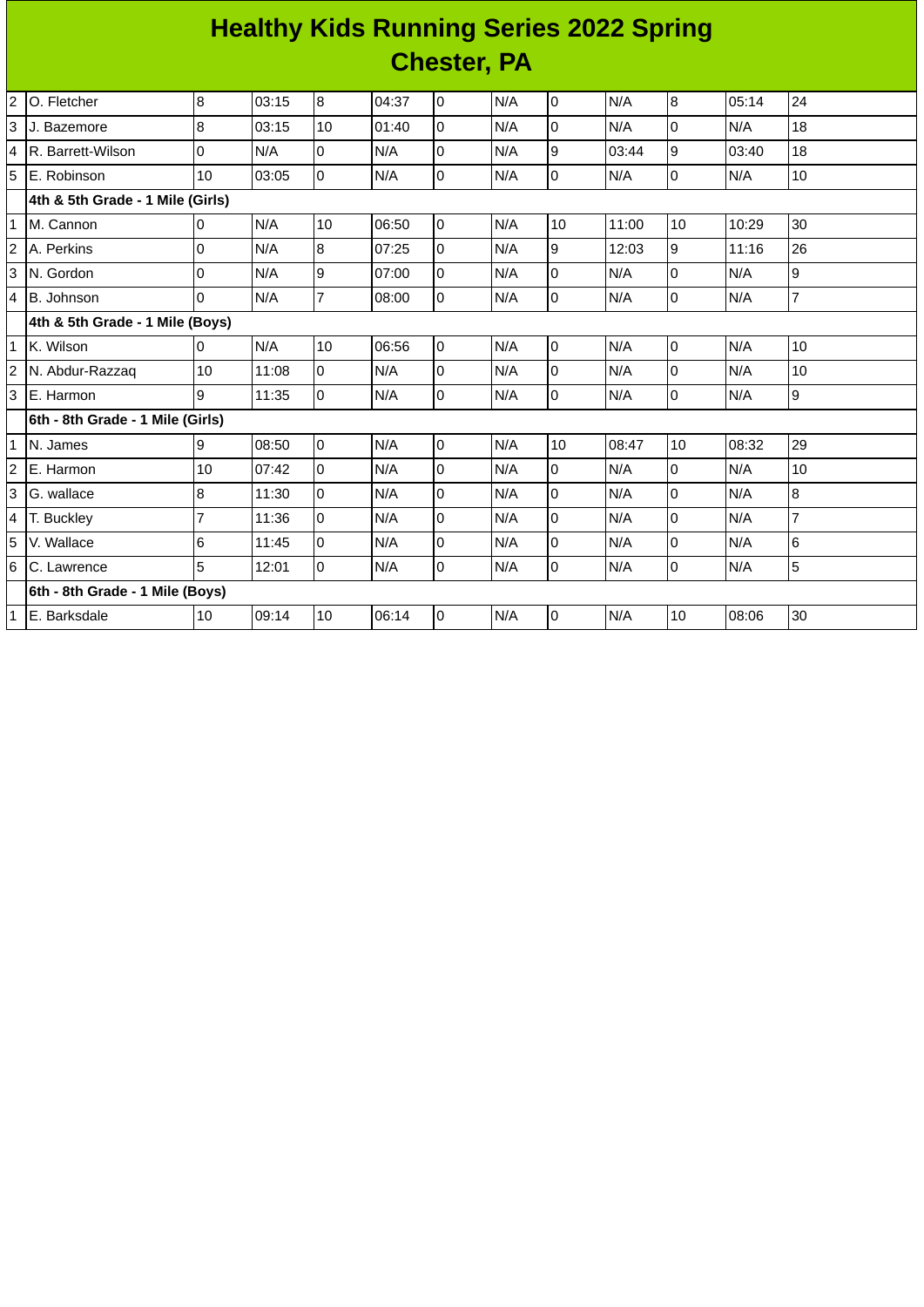# Healthy Kids Running Series 2022 Spring
## Chester, PA

| | | | | | | | | | | | | |
|---|---|---|---|---|---|---|---|---|---|---|---|---|
| 2 | O. Fletcher | 8 | 03:15 | 8 | 04:37 | 0 | N/A | 0 | N/A | 8 | 05:14 | 24 |
| 3 | J. Bazemore | 8 | 03:15 | 10 | 01:40 | 0 | N/A | 0 | N/A | 0 | N/A | 18 |
| 4 | R. Barrett-Wilson | 0 | N/A | 0 | N/A | 0 | N/A | 9 | 03:44 | 9 | 03:40 | 18 |
| 5 | E. Robinson | 10 | 03:05 | 0 | N/A | 0 | N/A | 0 | N/A | 0 | N/A | 10 |
| | **4th & 5th Grade - 1 Mile (Girls)** | | | | | | | | | | | |
| 1 | M. Cannon | 0 | N/A | 10 | 06:50 | 0 | N/A | 10 | 11:00 | 10 | 10:29 | 30 |
| 2 | A. Perkins | 0 | N/A | 8 | 07:25 | 0 | N/A | 9 | 12:03 | 9 | 11:16 | 26 |
| 3 | N. Gordon | 0 | N/A | 9 | 07:00 | 0 | N/A | 0 | N/A | 0 | N/A | 9 |
| 4 | B. Johnson | 0 | N/A | 7 | 08:00 | 0 | N/A | 0 | N/A | 0 | N/A | 7 |
| | **4th & 5th Grade - 1 Mile (Boys)** | | | | | | | | | | | |
| 1 | K. Wilson | 0 | N/A | 10 | 06:56 | 0 | N/A | 0 | N/A | 0 | N/A | 10 |
| 2 | N. Abdur-Razzaq | 10 | 11:08 | 0 | N/A | 0 | N/A | 0 | N/A | 0 | N/A | 10 |
| 3 | E. Harmon | 9 | 11:35 | 0 | N/A | 0 | N/A | 0 | N/A | 0 | N/A | 9 |
| | **6th - 8th Grade - 1 Mile (Girls)** | | | | | | | | | | | |
| 1 | N. James | 9 | 08:50 | 0 | N/A | 0 | N/A | 10 | 08:47 | 10 | 08:32 | 29 |
| 2 | E. Harmon | 10 | 07:42 | 0 | N/A | 0 | N/A | 0 | N/A | 0 | N/A | 10 |
| 3 | G. wallace | 8 | 11:30 | 0 | N/A | 0 | N/A | 0 | N/A | 0 | N/A | 8 |
| 4 | T. Buckley | 7 | 11:36 | 0 | N/A | 0 | N/A | 0 | N/A | 0 | N/A | 7 |
| 5 | V. Wallace | 6 | 11:45 | 0 | N/A | 0 | N/A | 0 | N/A | 0 | N/A | 6 |
| 6 | C. Lawrence | 5 | 12:01 | 0 | N/A | 0 | N/A | 0 | N/A | 0 | N/A | 5 |
| | **6th - 8th Grade - 1 Mile (Boys)** | | | | | | | | | | | |
| 1 | E. Barksdale | 10 | 09:14 | 10 | 06:14 | 0 | N/A | 0 | N/A | 10 | 08:06 | 30 |